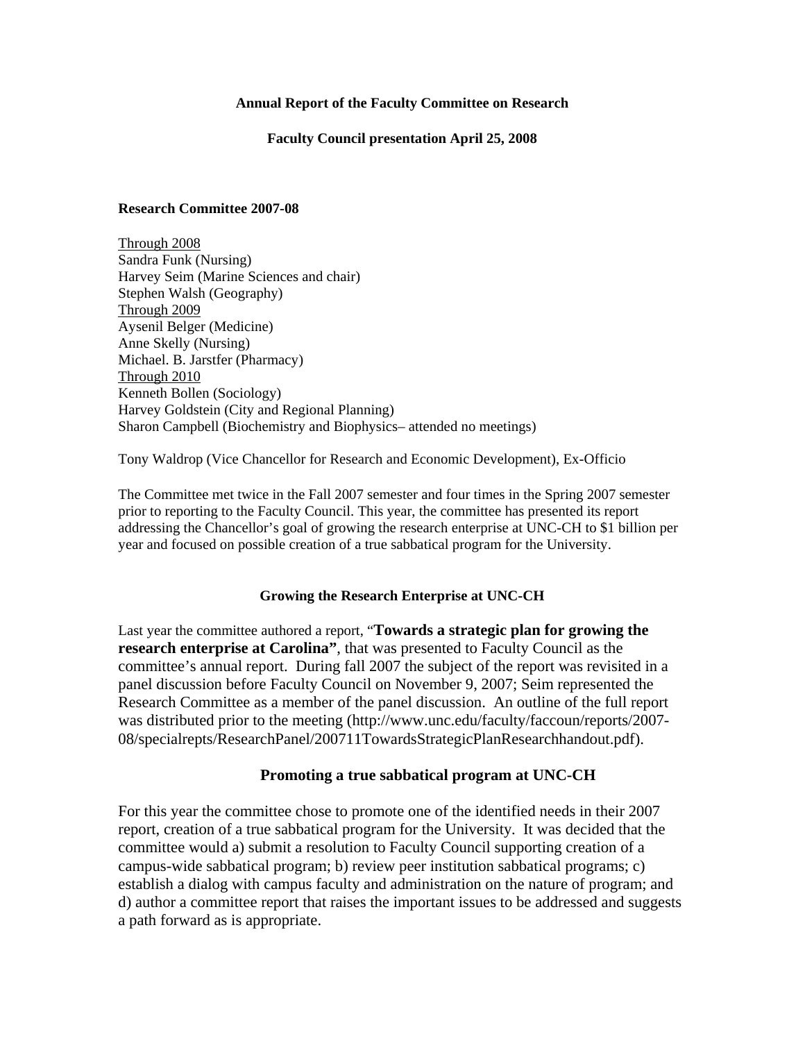**Annual Report of the Faculty Committee on Research**

**Faculty Council presentation April 25, 2008**

**Research Committee 2007-08**

Through 2008
Sandra Funk (Nursing)
Harvey Seim (Marine Sciences and chair)
Stephen Walsh (Geography)
Through 2009
Aysenil Belger (Medicine)
Anne Skelly (Nursing)
Michael. B. Jarstfer (Pharmacy)
Through 2010
Kenneth Bollen (Sociology)
Harvey Goldstein (City and Regional Planning)
Sharon Campbell (Biochemistry and Biophysics– attended no meetings)

Tony Waldrop (Vice Chancellor for Research and Economic Development), Ex-Officio

The Committee met twice in the Fall 2007 semester and four times in the Spring 2007 semester prior to reporting to the Faculty Council. This year, the committee has presented its report addressing the Chancellor's goal of growing the research enterprise at UNC-CH to $1 billion per year and focused on possible creation of a true sabbatical program for the University.

## Growing the Research Enterprise at UNC-CH

Last year the committee authored a report, "**Towards a strategic plan for growing the research enterprise at Carolina"**, that was presented to Faculty Council as the committee's annual report. During fall 2007 the subject of the report was revisited in a panel discussion before Faculty Council on November 9, 2007; Seim represented the Research Committee as a member of the panel discussion. An outline of the full report was distributed prior to the meeting (http://www.unc.edu/faculty/faccoun/reports/2007-08/specialrepts/ResearchPanel/200711TowardsStrategicPlanResearchhandout.pdf).

## Promoting a true sabbatical program at UNC-CH

For this year the committee chose to promote one of the identified needs in their 2007 report, creation of a true sabbatical program for the University. It was decided that the committee would a) submit a resolution to Faculty Council supporting creation of a campus-wide sabbatical program; b) review peer institution sabbatical programs; c) establish a dialog with campus faculty and administration on the nature of program; and d) author a committee report that raises the important issues to be addressed and suggests a path forward as is appropriate.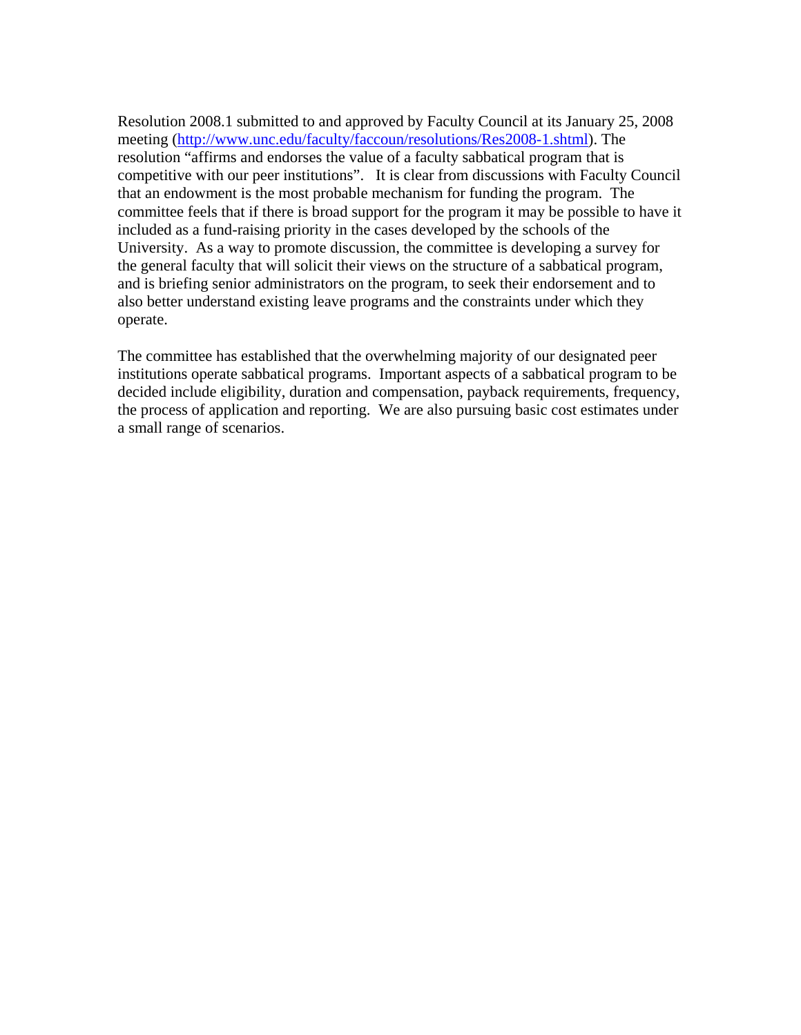Resolution 2008.1 submitted to and approved by Faculty Council at its January 25, 2008 meeting ([http://www.unc.edu/faculty/faccoun/resolutions/Res2008-1.shtml](http://www.unc.edu/faculty/faccoun/resolutions/Res2008-1.shtml)). The resolution "affirms and endorses the value of a faculty sabbatical program that is competitive with our peer institutions". It is clear from discussions with Faculty Council that an endowment is the most probable mechanism for funding the program. The committee feels that if there is broad support for the program it may be possible to have it included as a fund-raising priority in the cases developed by the schools of the University. As a way to promote discussion, the committee is developing a survey for the general faculty that will solicit their views on the structure of a sabbatical program, and is briefing senior administrators on the program, to seek their endorsement and to also better understand existing leave programs and the constraints under which they operate.

The committee has established that the overwhelming majority of our designated peer institutions operate sabbatical programs. Important aspects of a sabbatical program to be decided include eligibility, duration and compensation, payback requirements, frequency, the process of application and reporting. We are also pursuing basic cost estimates under a small range of scenarios.